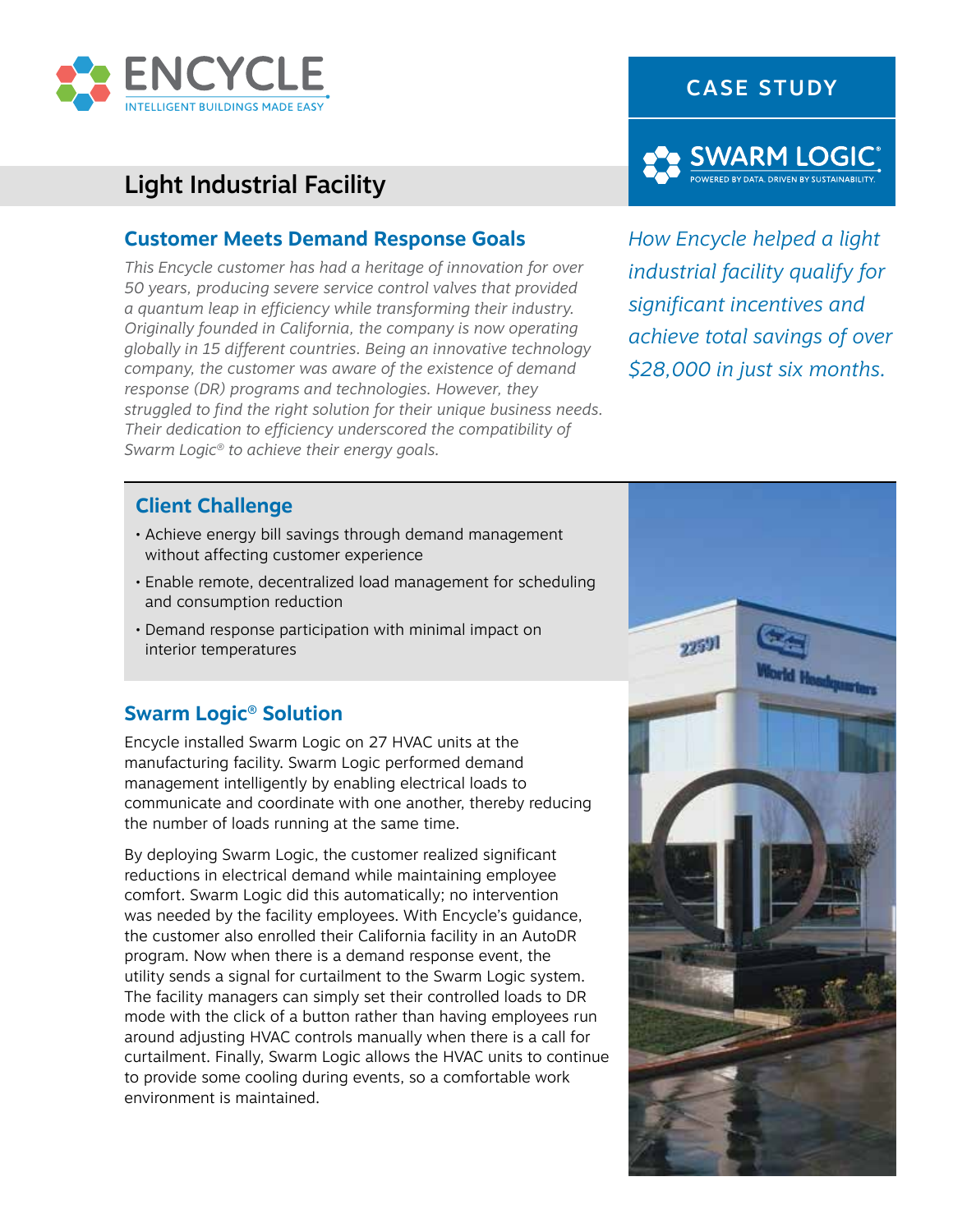ENCYCLE

INTELLIGENT BUILDINGS MADE EASY

CASE STUDY

SWARM LOGIC®

POWERED BY DATA. DRIVEN BY SUSTAINABILITY.

# Light Industrial Facility

*How Encycle helped a light industrial facility qualify for significant incentives and achieve total savings of over $28,000 in just six months.*

## Customer Meets Demand Response Goals

*This Encycle customer has had a heritage of innovation for over 50 years, producing severe service control valves that provided a quantum leap in efficiency while transforming their industry. Originally founded in California, the company is now operating globally in 15 different countries. Being an innovative technology company, the customer was aware of the existence of demand response (DR) programs and technologies. However, they struggled to find the right solution for their unique business needs. Their dedication to efficiency underscored the compatibility of Swarm Logic® to achieve their energy goals.*

## Client Challenge

- Achieve energy bill savings through demand management without affecting customer experience
- Enable remote, decentralized load management for scheduling and consumption reduction
- Demand response participation with minimal impact on interior temperatures

## Swarm Logic® Solution

Encycle installed Swarm Logic on 27 HVAC units at the manufacturing facility. Swarm Logic performed demand management intelligently by enabling electrical loads to communicate and coordinate with one another, thereby reducing the number of loads running at the same time.

By deploying Swarm Logic, the customer realized significant reductions in electrical demand while maintaining employee comfort. Swarm Logic did this automatically; no intervention was needed by the facility employees. With Encycle's guidance, the customer also enrolled their California facility in an AutoDR program. Now when there is a demand response event, the utility sends a signal for curtailment to the Swarm Logic system. The facility managers can simply set their controlled loads to DR mode with the click of a button rather than having employees run around adjusting HVAC controls manually when there is a call for curtailment. Finally, Swarm Logic allows the HVAC units to continue to provide some cooling during events, so a comfortable work environment is maintained.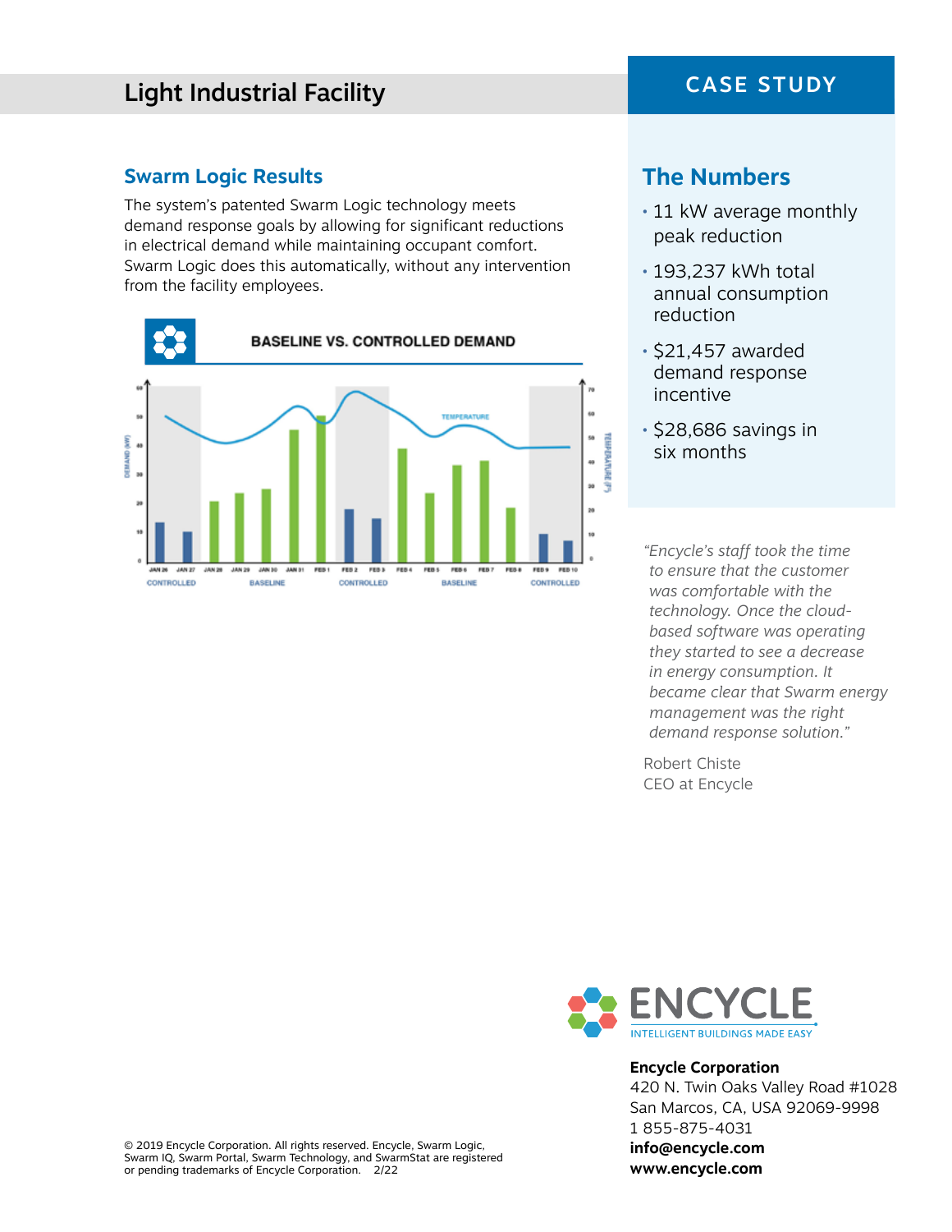# Light Industrial Facility

CASE STUDY

## Swarm Logic Results

The system's patented Swarm Logic technology meets demand response goals by allowing for significant reductions in electrical demand while maintaining occupant comfort. Swarm Logic does this automatically, without any intervention from the facility employees.

BASELINE VS. CONTROLLED DEMAND

DEMAND (kW)

60
50
40
30
20
10
0

TEMPERATURE (F)

70
60
50
40
30
20
10
0

TEMPERATURE

JAN 26 JAN 27 JAN 28 JAN 29 JAN 30 JAN 31 FEB 1 FEB 2 FEB 3 FEB 4 FEB 5 FEB 6 FEB 7 FEB 8 FEB 9 FEB 10

CONTROLLED BASELINE CONTROLLED BASELINE CONTROLLED

## The Numbers

- 11 kW average monthly peak reduction
- 193,237 kWh total annual consumption reduction
- $21,457 awarded demand response incentive
- $28,686 savings in six months

*"Encycle's staff took the time to ensure that the customer was comfortable with the technology. Once the cloud-based software was operating they started to see a decrease in energy consumption. It became clear that Swarm energy management was the right demand response solution."*

Robert Chiste
CEO at Encycle

ENCYCLE
INTELLIGENT BUILDINGS MADE EASY

**Encycle Corporation**
420 N. Twin Oaks Valley Road #1028
San Marcos, CA, USA 92069-9998
1 855-875-4031
**info@encycle.com**
**www.encycle.com**

© 2019 Encycle Corporation. All rights reserved. Encycle, Swarm Logic, Swarm IQ, Swarm Portal, Swarm Technology, and SwarmStat are registered or pending trademarks of Encycle Corporation. 2/22